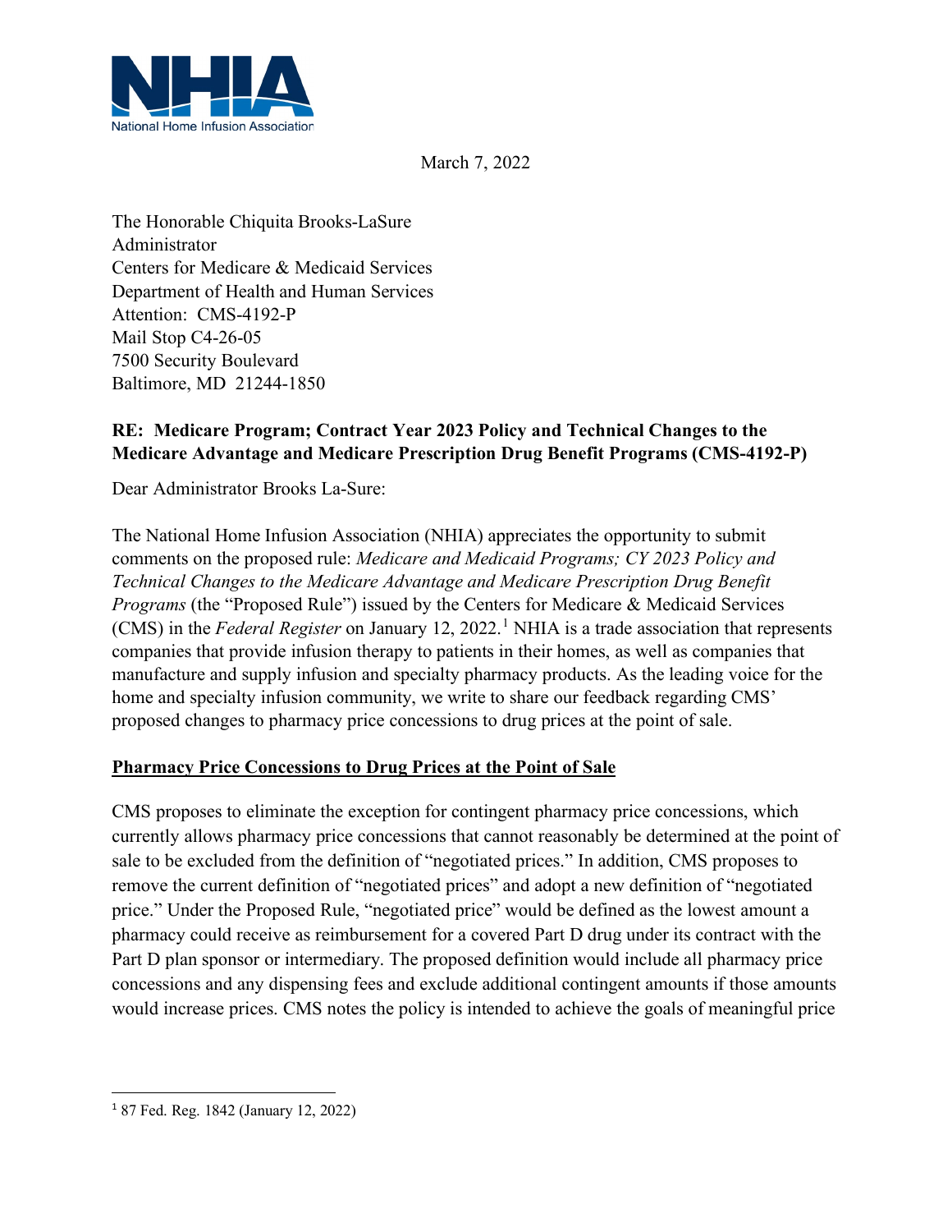NHIA

National Home Infusion Association

March 7, 2022

The Honorable Chiquita Brooks-LaSure
Administrator
Centers for Medicare & Medicaid Services
Department of Health and Human Services
Attention: CMS-4192-P
Mail Stop C4-26-05
7500 Security Boulevard
Baltimore, MD 21244-1850

**RE: Medicare Program; Contract Year 2023 Policy and Technical Changes to the Medicare Advantage and Medicare Prescription Drug Benefit Programs (CMS-4192-P)**

Dear Administrator Brooks La-Sure:

The National Home Infusion Association (NHIA) appreciates the opportunity to submit comments on the proposed rule: *Medicare and Medicaid Programs; CY 2023 Policy and Technical Changes to the Medicare Advantage and Medicare Prescription Drug Benefit Programs* (the "Proposed Rule") issued by the Centers for Medicare & Medicaid Services (CMS) in the *Federal Register* on January 12, 2022.[1] NHIA is a trade association that represents companies that provide infusion therapy to patients in their homes, as well as companies that manufacture and supply infusion and specialty pharmacy products. As the leading voice for the home and specialty infusion community, we write to share our feedback regarding CMS' proposed changes to pharmacy price concessions to drug prices at the point of sale.

## Pharmacy Price Concessions to Drug Prices at the Point of Sale

CMS proposes to eliminate the exception for contingent pharmacy price concessions, which currently allows pharmacy price concessions that cannot reasonably be determined at the point of sale to be excluded from the definition of "negotiated prices." In addition, CMS proposes to remove the current definition of "negotiated prices" and adopt a new definition of "negotiated price." Under the Proposed Rule, "negotiated price" would be defined as the lowest amount a pharmacy could receive as reimbursement for a covered Part D drug under its contract with the Part D plan sponsor or intermediary. The proposed definition would include all pharmacy price concessions and any dispensing fees and exclude additional contingent amounts if those amounts would increase prices. CMS notes the policy is intended to achieve the goals of meaningful price

[1] 87 Fed. Reg. 1842 (January 12, 2022)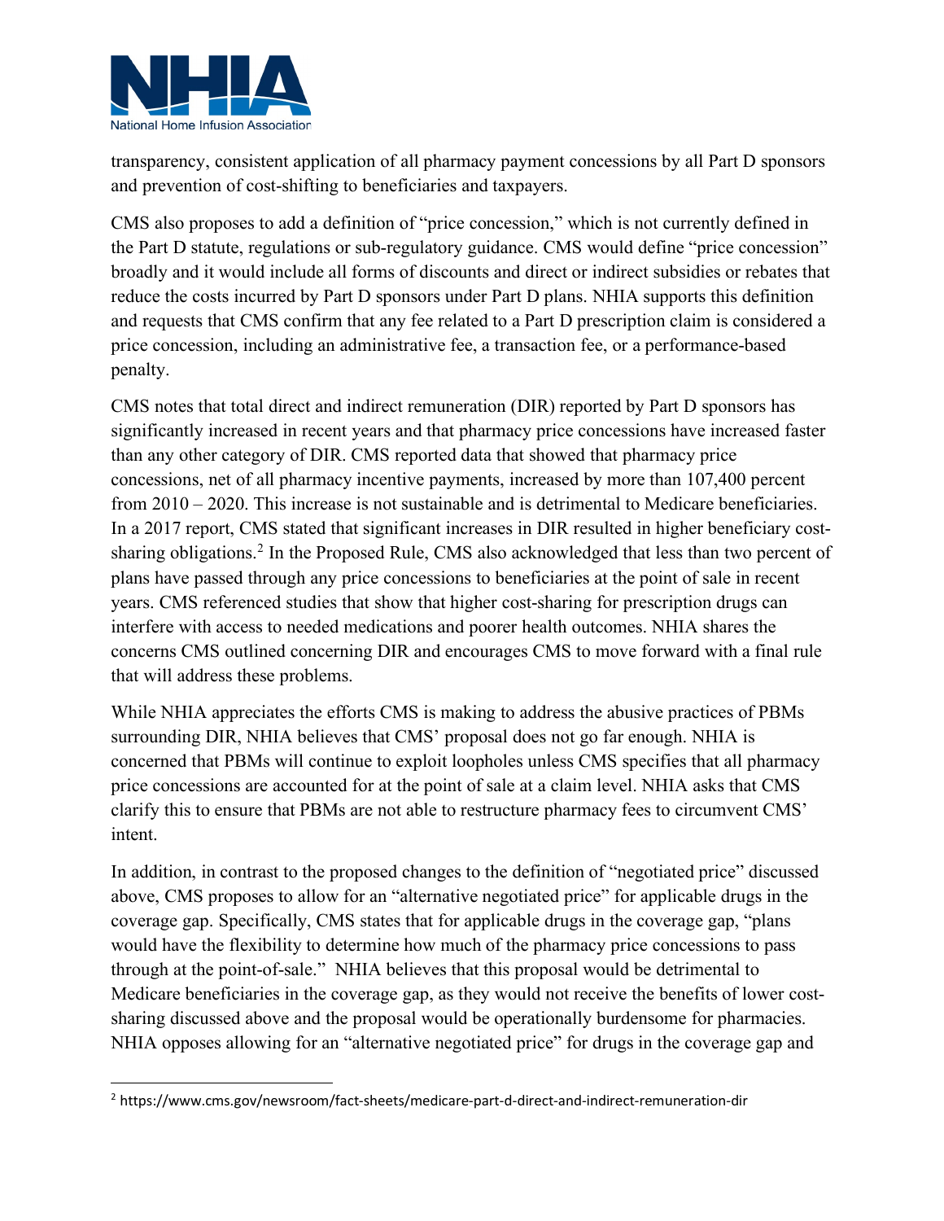transparency, consistent application of all pharmacy payment concessions by all Part D sponsors and prevention of cost-shifting to beneficiaries and taxpayers.

CMS also proposes to add a definition of "price concession," which is not currently defined in the Part D statute, regulations or sub-regulatory guidance. CMS would define "price concession" broadly and it would include all forms of discounts and direct or indirect subsidies or rebates that reduce the costs incurred by Part D sponsors under Part D plans. NHIA supports this definition and requests that CMS confirm that any fee related to a Part D prescription claim is considered a price concession, including an administrative fee, a transaction fee, or a performance-based penalty.

CMS notes that total direct and indirect remuneration (DIR) reported by Part D sponsors has significantly increased in recent years and that pharmacy price concessions have increased faster than any other category of DIR. CMS reported data that showed that pharmacy price concessions, net of all pharmacy incentive payments, increased by more than 107,400 percent from 2010 – 2020. This increase is not sustainable and is detrimental to Medicare beneficiaries. In a 2017 report, CMS stated that significant increases in DIR resulted in higher beneficiary cost-sharing obligations.[2] In the Proposed Rule, CMS also acknowledged that less than two percent of plans have passed through any price concessions to beneficiaries at the point of sale in recent years. CMS referenced studies that show that higher cost-sharing for prescription drugs can interfere with access to needed medications and poorer health outcomes. NHIA shares the concerns CMS outlined concerning DIR and encourages CMS to move forward with a final rule that will address these problems.

While NHIA appreciates the efforts CMS is making to address the abusive practices of PBMs surrounding DIR, NHIA believes that CMS' proposal does not go far enough. NHIA is concerned that PBMs will continue to exploit loopholes unless CMS specifies that all pharmacy price concessions are accounted for at the point of sale at a claim level. NHIA asks that CMS clarify this to ensure that PBMs are not able to restructure pharmacy fees to circumvent CMS' intent.

In addition, in contrast to the proposed changes to the definition of "negotiated price" discussed above, CMS proposes to allow for an "alternative negotiated price" for applicable drugs in the coverage gap. Specifically, CMS states that for applicable drugs in the coverage gap, "plans would have the flexibility to determine how much of the pharmacy price concessions to pass through at the point-of-sale." NHIA believes that this proposal would be detrimental to Medicare beneficiaries in the coverage gap, as they would not receive the benefits of lower cost-sharing discussed above and the proposal would be operationally burdensome for pharmacies. NHIA opposes allowing for an "alternative negotiated price" for drugs in the coverage gap and

[2] https://www.cms.gov/newsroom/fact-sheets/medicare-part-d-direct-and-indirect-remuneration-dir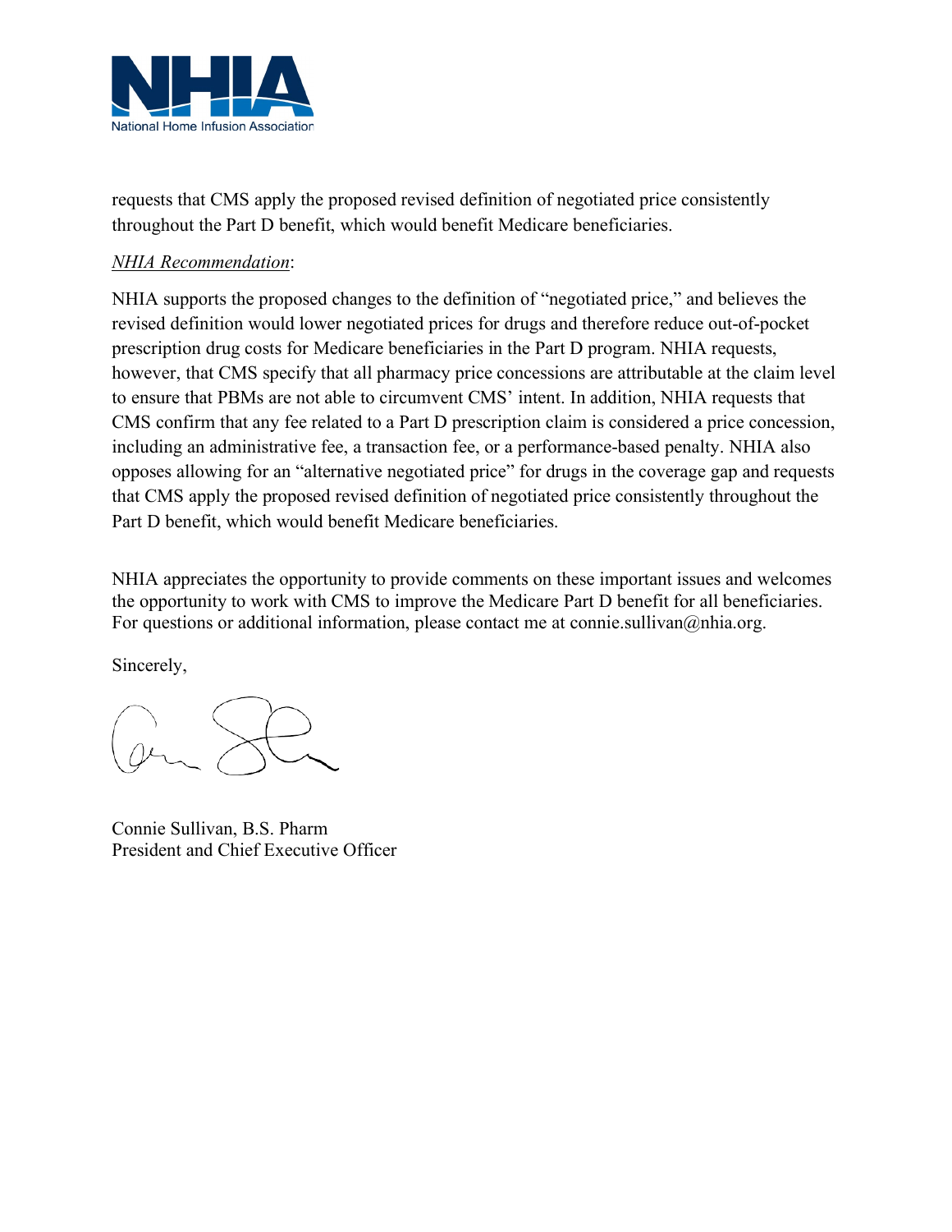requests that CMS apply the proposed revised definition of negotiated price consistently throughout the Part D benefit, which would benefit Medicare beneficiaries.

*NHIA Recommendation*:

NHIA supports the proposed changes to the definition of "negotiated price," and believes the revised definition would lower negotiated prices for drugs and therefore reduce out-of-pocket prescription drug costs for Medicare beneficiaries in the Part D program. NHIA requests, however, that CMS specify that all pharmacy price concessions are attributable at the claim level to ensure that PBMs are not able to circumvent CMS' intent. In addition, NHIA requests that CMS confirm that any fee related to a Part D prescription claim is considered a price concession, including an administrative fee, a transaction fee, or a performance-based penalty. NHIA also opposes allowing for an "alternative negotiated price" for drugs in the coverage gap and requests that CMS apply the proposed revised definition of negotiated price consistently throughout the Part D benefit, which would benefit Medicare beneficiaries.

NHIA appreciates the opportunity to provide comments on these important issues and welcomes the opportunity to work with CMS to improve the Medicare Part D benefit for all beneficiaries. For questions or additional information, please contact me at connie.sullivan@nhia.org.

Sincerely,

Connie Sullivan, B.S. Pharm
President and Chief Executive Officer